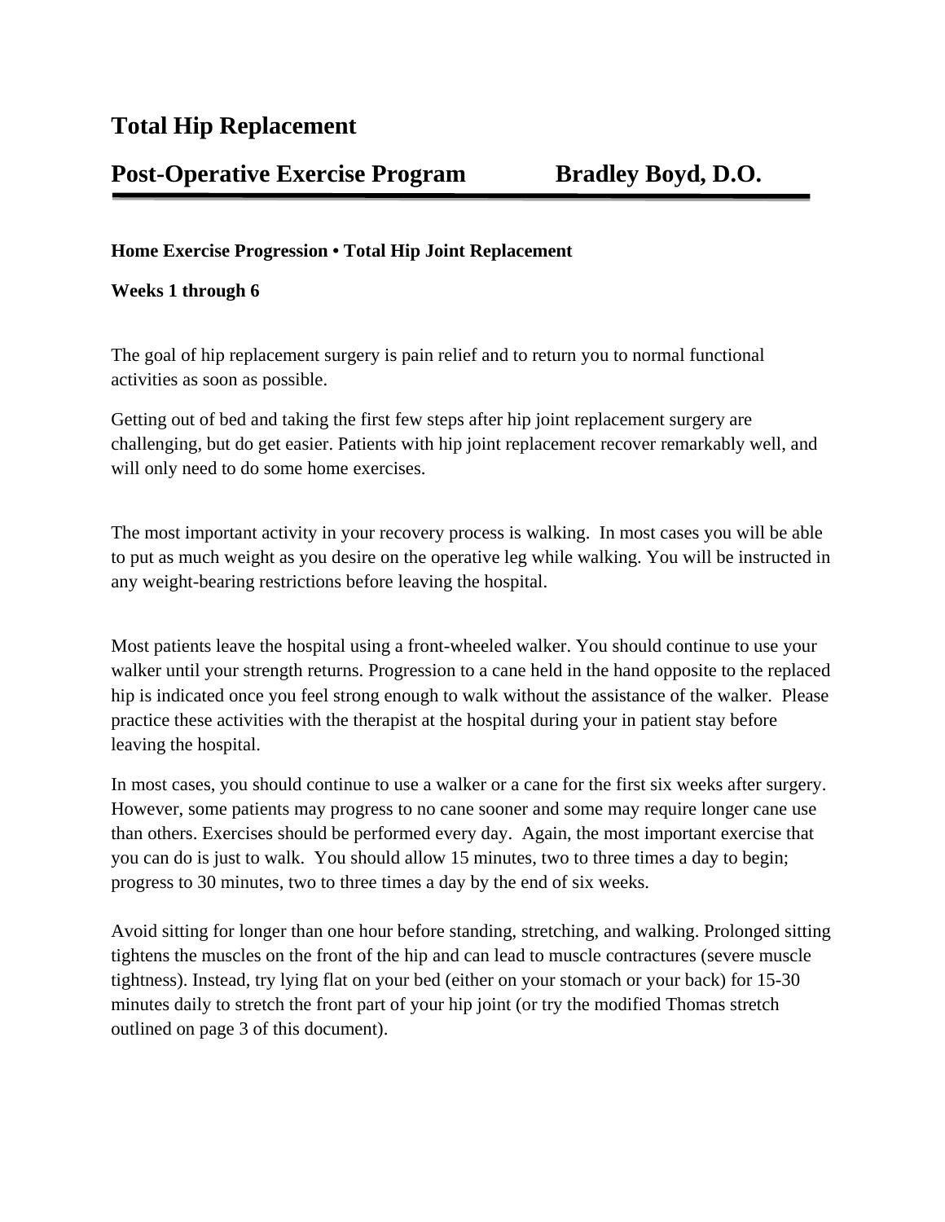# Total Hip Replacement

## Post-Operative Exercise Program Bradley Boyd, D.O.

**Home Exercise Progression • Total Hip Joint Replacement**

**Weeks 1 through 6**

The goal of hip replacement surgery is pain relief and to return you to normal functional activities as soon as possible.

Getting out of bed and taking the first few steps after hip joint replacement surgery are challenging, but do get easier. Patients with hip joint replacement recover remarkably well, and will only need to do some home exercises.

The most important activity in your recovery process is walking. In most cases you will be able to put as much weight as you desire on the operative leg while walking. You will be instructed in any weight-bearing restrictions before leaving the hospital.

Most patients leave the hospital using a front-wheeled walker. You should continue to use your walker until your strength returns. Progression to a cane held in the hand opposite to the replaced hip is indicated once you feel strong enough to walk without the assistance of the walker. Please practice these activities with the therapist at the hospital during your in patient stay before leaving the hospital.

In most cases, you should continue to use a walker or a cane for the first six weeks after surgery. However, some patients may progress to no cane sooner and some may require longer cane use than others. Exercises should be performed every day. Again, the most important exercise that you can do is just to walk. You should allow 15 minutes, two to three times a day to begin; progress to 30 minutes, two to three times a day by the end of six weeks.

Avoid sitting for longer than one hour before standing, stretching, and walking. Prolonged sitting tightens the muscles on the front of the hip and can lead to muscle contractures (severe muscle tightness). Instead, try lying flat on your bed (either on your stomach or your back) for 15-30 minutes daily to stretch the front part of your hip joint (or try the modified Thomas stretch outlined on page 3 of this document).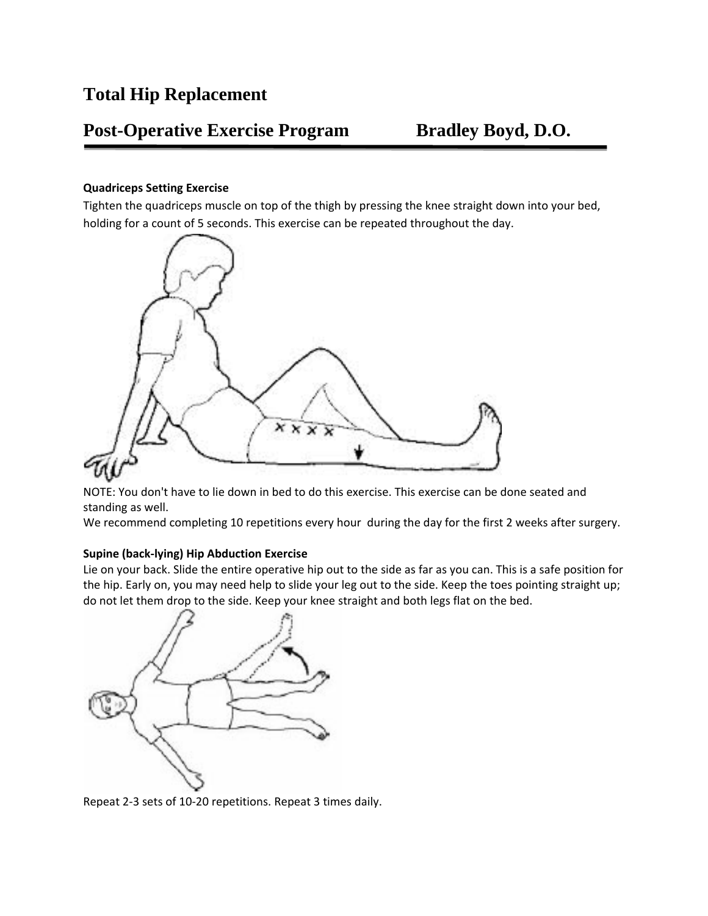# Total Hip Replacement

## Post-Operative Exercise Program Bradley Boyd, D.O.

**Quadriceps Setting Exercise**

Tighten the quadriceps muscle on top of the thigh by pressing the knee straight down into your bed, holding for a count of 5 seconds. This exercise can be repeated throughout the day.

NOTE: You don't have to lie down in bed to do this exercise. This exercise can be done seated and standing as well.

We recommend completing 10 repetitions every hour during the day for the first 2 weeks after surgery.

**Supine (back-lying) Hip Abduction Exercise**

Lie on your back. Slide the entire operative hip out to the side as far as you can. This is a safe position for the hip. Early on, you may need help to slide your leg out to the side. Keep the toes pointing straight up; do not let them drop to the side. Keep your knee straight and both legs flat on the bed.

Repeat 2-3 sets of 10-20 repetitions. Repeat 3 times daily.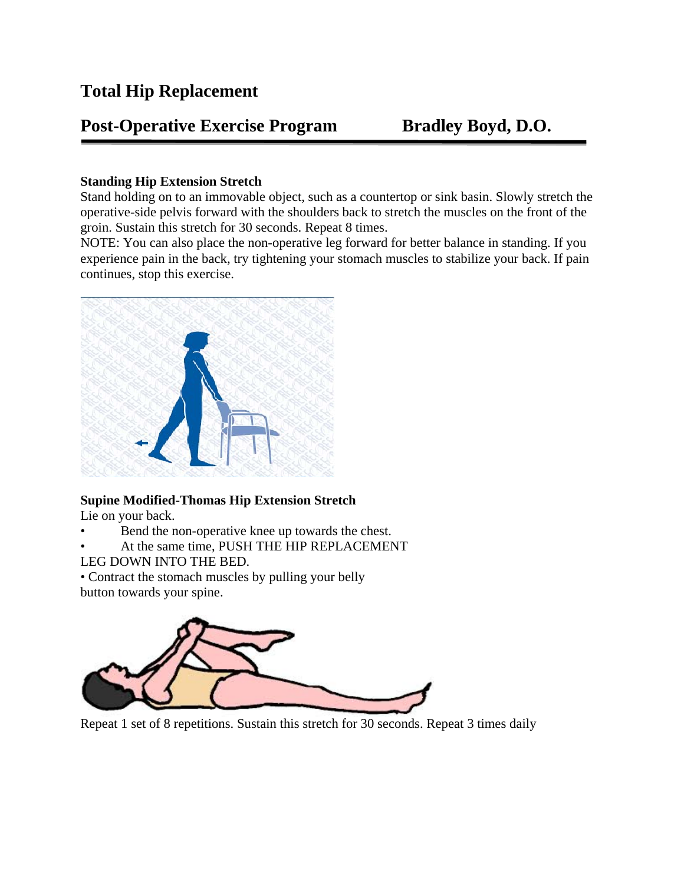# Total Hip Replacement

## Post-Operative Exercise Program Bradley Boyd, D.O.

**Standing Hip Extension Stretch**
Stand holding on to an immovable object, such as a countertop or sink basin. Slowly stretch the operative-side pelvis forward with the shoulders back to stretch the muscles on the front of the groin. Sustain this stretch for 30 seconds. Repeat 8 times.
NOTE: You can also place the non-operative leg forward for better balance in standing. If you experience pain in the back, try tightening your stomach muscles to stabilize your back. If pain continues, stop this exercise.

**Supine Modified-Thomas Hip Extension Stretch**
Lie on your back.

- Bend the non-operative knee up towards the chest.
- At the same time, PUSH THE HIP REPLACEMENT LEG DOWN INTO THE BED.
- Contract the stomach muscles by pulling your belly button towards your spine.

Repeat 1 set of 8 repetitions. Sustain this stretch for 30 seconds. Repeat 3 times daily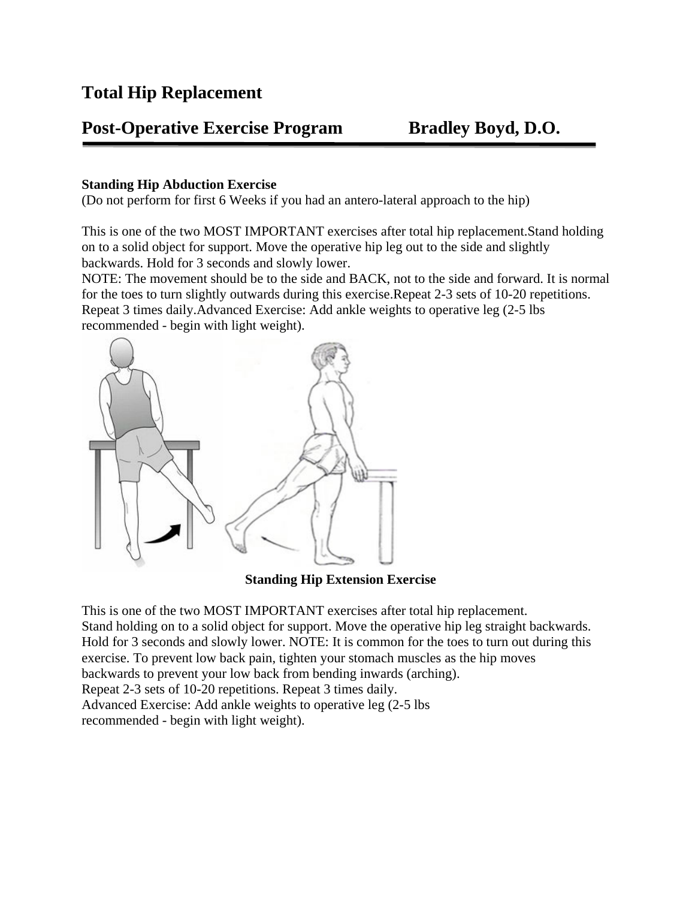# Total Hip Replacement

## Post-Operative Exercise Program Bradley Boyd, D.O.

**Standing Hip Abduction Exercise**
(Do not perform for first 6 Weeks if you had an antero-lateral approach to the hip)

This is one of the two MOST IMPORTANT exercises after total hip replacement.Stand holding on to a solid object for support. Move the operative hip leg out to the side and slightly backwards. Hold for 3 seconds and slowly lower.
NOTE: The movement should be to the side and BACK, not to the side and forward. It is normal for the toes to turn slightly outwards during this exercise.Repeat 2-3 sets of 10-20 repetitions. Repeat 3 times daily.Advanced Exercise: Add ankle weights to operative leg (2-5 lbs recommended - begin with light weight).

**Standing Hip Extension Exercise**

This is one of the two MOST IMPORTANT exercises after total hip replacement.
Stand holding on to a solid object for support. Move the operative hip leg straight backwards. Hold for 3 seconds and slowly lower. NOTE: It is common for the toes to turn out during this exercise. To prevent low back pain, tighten your stomach muscles as the hip moves backwards to prevent your low back from bending inwards (arching).
Repeat 2-3 sets of 10-20 repetitions. Repeat 3 times daily.
Advanced Exercise: Add ankle weights to operative leg (2-5 lbs recommended - begin with light weight).